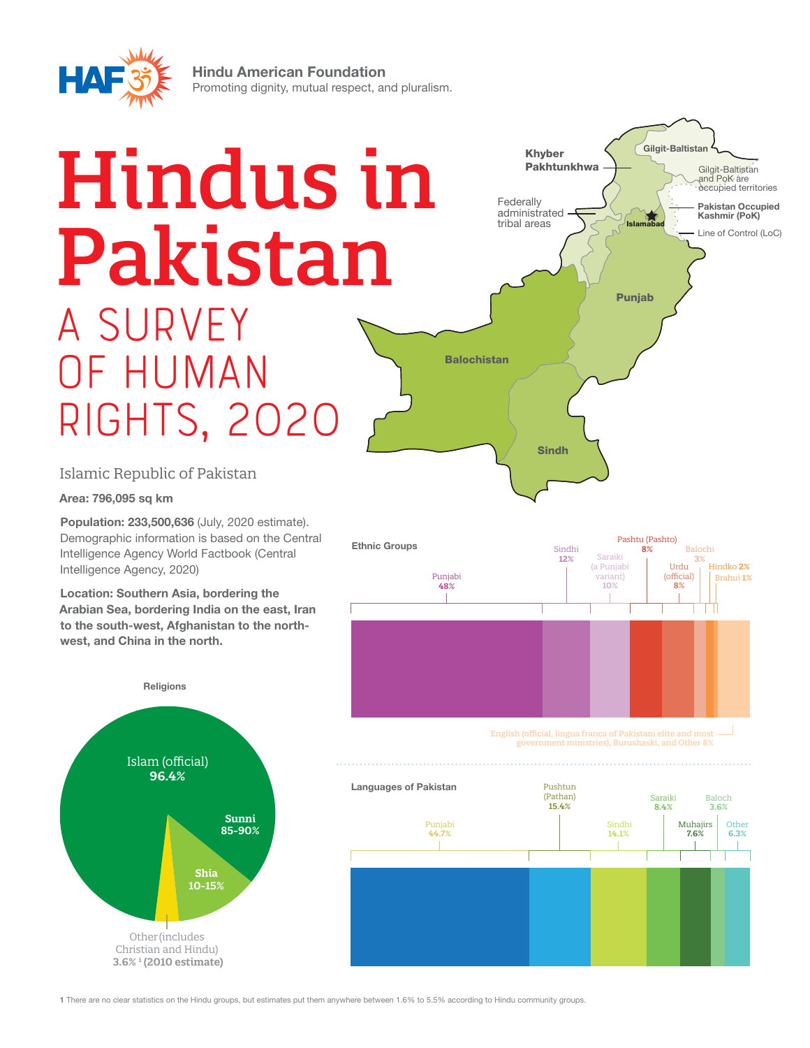Hindu American Foundation
Promoting dignity, mutual respect, and pluralism.

# Hindus in Pakistan

## A SURVEY OF HUMAN RIGHTS, 2020

Khyber Pakhtunkhwa

Gilgit-Baltistan

Gilgit-Baltistan and PoK are occupied territories

Federally administrated tribal areas

Pakistan Occupied Kashmir (PoK)

Islamabad

Line of Control (LoC)

Punjab

Balochistan

Sindh

Islamic Republic of Pakistan

**Area: 796,095 sq km**

**Population: 233,500,636** (July, 2020 estimate). Demographic information is based on the Central Intelligence Agency World Factbook (Central Intelligence Agency, 2020)

**Location: Southern Asia, bordering the Arabian Sea, bordering India on the east, Iran to the south-west, Afghanistan to the north-west, and China in the north.**

### Religions

| Religion | Share |
|---|---|
| Islam (official) | 96.4% |
| Sunni | 85-90% |
| Shia | 10-15% |
| Other (includes Christian and Hindu) | 3.6% [1] (2010 estimate) |

### Ethnic Groups

| Group | Share |
|---|---|
| Punjabi | 48% |
| Sindhi | 12% |
| Saraiki (a Punjabi variant) | 10% |
| Pashtu (Pashto) | 8% |
| Urdu (official) | 8% |
| Balochi | 3% |
| Hindko | 2% |
| Brahui | 1% |
| English (official, lingua franca of Pakistani elite and most government ministries), Burushaski, and Other | 8% |

### Languages of Pakistan

| Language | Share |
|---|---|
| Punjabi | 44.7% |
| Pushtun (Pathan) | 15.4% |
| Sindhi | 14.1% |
| Saraiki | 8.4% |
| Muhajirs | 7.6% |
| Baloch | 3.6% |
| Other | 6.3% |

1 There are no clear statistics on the Hindu groups, but estimates put them anywhere between 1.6% to 5.5% according to Hindu community groups.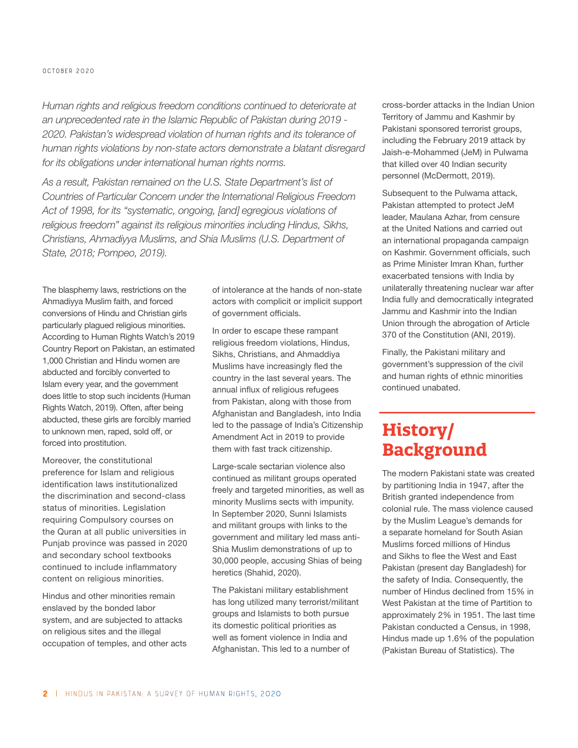*Human rights and religious freedom conditions continued to deteriorate at an unprecedented rate in the Islamic Republic of Pakistan during 2019 - 2020. Pakistan's widespread violation of human rights and its tolerance of human rights violations by non-state actors demonstrate a blatant disregard for its obligations under international human rights norms.*

*As a result, Pakistan remained on the U.S. State Department's list of Countries of Particular Concern under the International Religious Freedom Act of 1998, for its "systematic, ongoing, [and] egregious violations of religious freedom" against its religious minorities including Hindus, Sikhs, Christians, Ahmadiyya Muslims, and Shia Muslims (U.S. Department of State, 2018; Pompeo, 2019).*

The blasphemy laws, restrictions on the Ahmadiyya Muslim faith, and forced conversions of Hindu and Christian girls particularly plagued religious minorities. According to Human Rights Watch's 2019 Country Report on Pakistan, an estimated 1,000 Christian and Hindu women are abducted and forcibly converted to Islam every year, and the government does little to stop such incidents (Human Rights Watch, 2019). Often, after being abducted, these girls are forcibly married to unknown men, raped, sold off, or forced into prostitution.

Moreover, the constitutional preference for Islam and religious identification laws institutionalized the discrimination and second-class status of minorities. Legislation requiring Compulsory courses on the Quran at all public universities in Punjab province was passed in 2020 and secondary school textbooks continued to include inflammatory content on religious minorities.

Hindus and other minorities remain enslaved by the bonded labor system, and are subjected to attacks on religious sites and the illegal occupation of temples, and other acts of intolerance at the hands of non-state actors with complicit or implicit support of government officials.

In order to escape these rampant religious freedom violations, Hindus, Sikhs, Christians, and Ahmadiyya Muslims have increasingly fled the country in the last several years. The annual influx of religious refugees from Pakistan, along with those from Afghanistan and Bangladesh, into India led to the passage of India's Citizenship Amendment Act in 2019 to provide them with fast track citizenship.

Large-scale sectarian violence also continued as militant groups operated freely and targeted minorities, as well as minority Muslims sects with impunity. In September 2020, Sunni Islamists and militant groups with links to the government and military led mass anti-Shia Muslim demonstrations of up to 30,000 people, accusing Shias of being heretics (Shahid, 2020).

The Pakistani military establishment has long utilized many terrorist/militant groups and Islamists to both pursue its domestic political priorities as well as foment violence in India and Afghanistan. This led to a number of cross-border attacks in the Indian Union Territory of Jammu and Kashmir by Pakistani sponsored terrorist groups, including the February 2019 attack by Jaish-e-Mohammed (JeM) in Pulwama that killed over 40 Indian security personnel (McDermott, 2019).

Subsequent to the Pulwama attack, Pakistan attempted to protect JeM leader, Maulana Azhar, from censure at the United Nations and carried out an international propaganda campaign on Kashmir. Government officials, such as Prime Minister Imran Khan, further exacerbated tensions with India by unilaterally threatening nuclear war after India fully and democratically integrated Jammu and Kashmir into the Indian Union through the abrogation of Article 370 of the Constitution (ANI, 2019).

Finally, the Pakistani military and government's suppression of the civil and human rights of ethnic minorities continued unabated.

## History/ Background

The modern Pakistani state was created by partitioning India in 1947, after the British granted independence from colonial rule. The mass violence caused by the Muslim League's demands for a separate homeland for South Asian Muslims forced millions of Hindus and Sikhs to flee the West and East Pakistan (present day Bangladesh) for the safety of India. Consequently, the number of Hindus declined from 15% in West Pakistan at the time of Partition to approximately 2% in 1951. The last time Pakistan conducted a Census, in 1998, Hindus made up 1.6% of the population (Pakistan Bureau of Statistics). The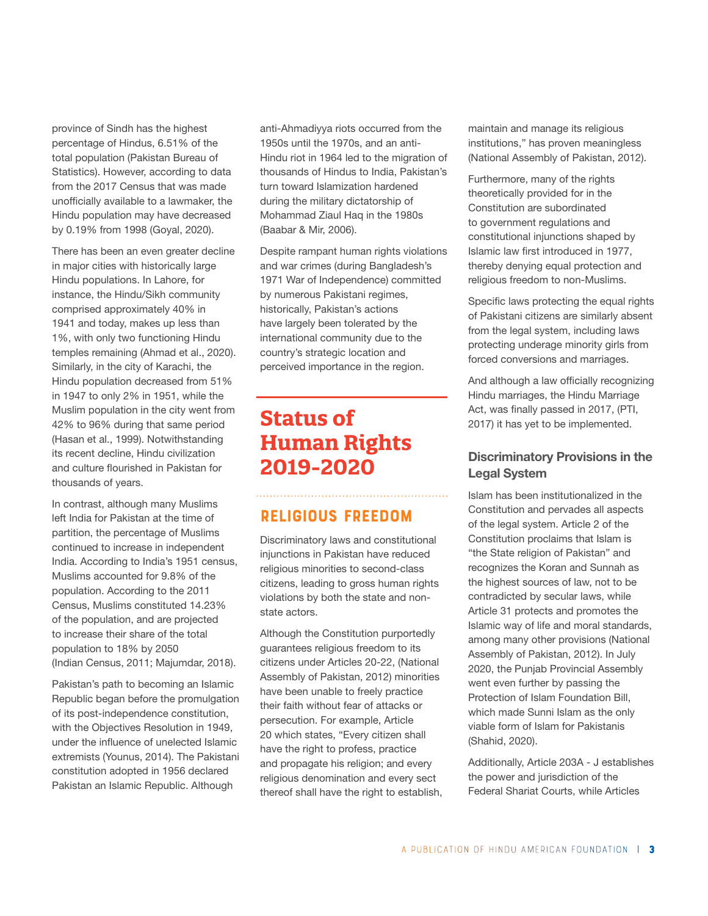province of Sindh has the highest percentage of Hindus, 6.51% of the total population (Pakistan Bureau of Statistics). However, according to data from the 2017 Census that was made unofficially available to a lawmaker, the Hindu population may have decreased by 0.19% from 1998 (Goyal, 2020).

There has been an even greater decline in major cities with historically large Hindu populations. In Lahore, for instance, the Hindu/Sikh community comprised approximately 40% in 1941 and today, makes up less than 1%, with only two functioning Hindu temples remaining (Ahmad et al., 2020). Similarly, in the city of Karachi, the Hindu population decreased from 51% in 1947 to only 2% in 1951, while the Muslim population in the city went from 42% to 96% during that same period (Hasan et al., 1999). Notwithstanding its recent decline, Hindu civilization and culture flourished in Pakistan for thousands of years.

In contrast, although many Muslims left India for Pakistan at the time of partition, the percentage of Muslims continued to increase in independent India. According to India's 1951 census, Muslims accounted for 9.8% of the population. According to the 2011 Census, Muslims constituted 14.23% of the population, and are projected to increase their share of the total population to 18% by 2050 (Indian Census, 2011; Majumdar, 2018).

Pakistan's path to becoming an Islamic Republic began before the promulgation of its post-independence constitution, with the Objectives Resolution in 1949, under the influence of unelected Islamic extremists (Younus, 2014). The Pakistani constitution adopted in 1956 declared Pakistan an Islamic Republic. Although anti-Ahmadiyya riots occurred from the 1950s until the 1970s, and an anti-Hindu riot in 1964 led to the migration of thousands of Hindus to India, Pakistan's turn toward Islamization hardened during the military dictatorship of Mohammad Ziaul Haq in the 1980s (Baabar & Mir, 2006).

Despite rampant human rights violations and war crimes (during Bangladesh's 1971 War of Independence) committed by numerous Pakistani regimes, historically, Pakistan's actions have largely been tolerated by the international community due to the country's strategic location and perceived importance in the region.

# Status of Human Rights 2019-2020

## RELIGIOUS FREEDOM

Discriminatory laws and constitutional injunctions in Pakistan have reduced religious minorities to second-class citizens, leading to gross human rights violations by both the state and non-state actors.

Although the Constitution purportedly guarantees religious freedom to its citizens under Articles 20-22, (National Assembly of Pakistan, 2012) minorities have been unable to freely practice their faith without fear of attacks or persecution. For example, Article 20 which states, "Every citizen shall have the right to profess, practice and propagate his religion; and every religious denomination and every sect thereof shall have the right to establish, maintain and manage its religious institutions," has proven meaningless (National Assembly of Pakistan, 2012).

Furthermore, many of the rights theoretically provided for in the Constitution are subordinated to government regulations and constitutional injunctions shaped by Islamic law first introduced in 1977, thereby denying equal protection and religious freedom to non-Muslims.

Specific laws protecting the equal rights of Pakistani citizens are similarly absent from the legal system, including laws protecting underage minority girls from forced conversions and marriages.

And although a law officially recognizing Hindu marriages, the Hindu Marriage Act, was finally passed in 2017, (PTI, 2017) it has yet to be implemented.

### Discriminatory Provisions in the Legal System

Islam has been institutionalized in the Constitution and pervades all aspects of the legal system. Article 2 of the Constitution proclaims that Islam is "the State religion of Pakistan" and recognizes the Koran and Sunnah as the highest sources of law, not to be contradicted by secular laws, while Article 31 protects and promotes the Islamic way of life and moral standards, among many other provisions (National Assembly of Pakistan, 2012). In July 2020, the Punjab Provincial Assembly went even further by passing the Protection of Islam Foundation Bill, which made Sunni Islam as the only viable form of Islam for Pakistanis (Shahid, 2020).

Additionally, Article 203A - J establishes the power and jurisdiction of the Federal Shariat Courts, while Articles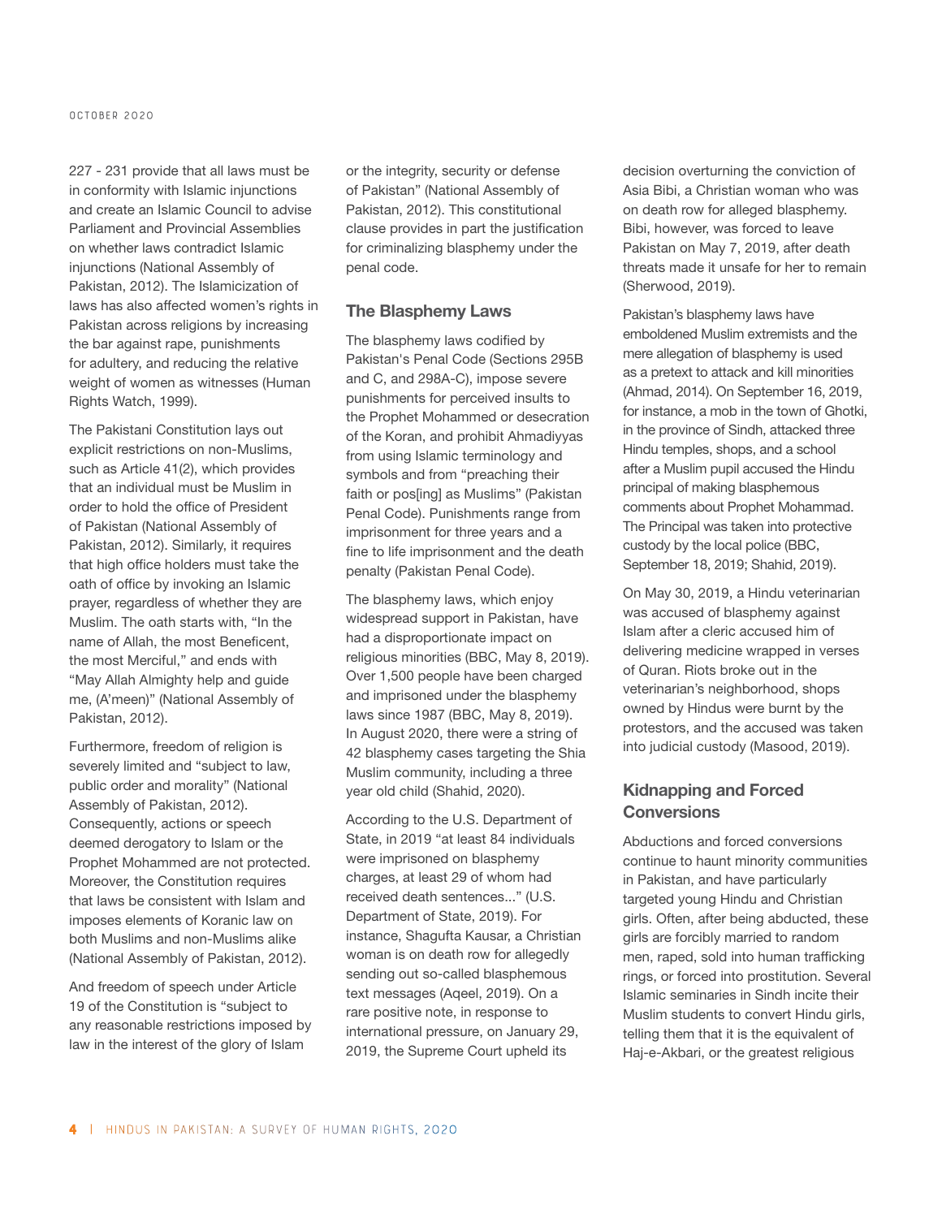227 - 231 provide that all laws must be in conformity with Islamic injunctions and create an Islamic Council to advise Parliament and Provincial Assemblies on whether laws contradict Islamic injunctions (National Assembly of Pakistan, 2012). The Islamicization of laws has also affected women's rights in Pakistan across religions by increasing the bar against rape, punishments for adultery, and reducing the relative weight of women as witnesses (Human Rights Watch, 1999).

The Pakistani Constitution lays out explicit restrictions on non-Muslims, such as Article 41(2), which provides that an individual must be Muslim in order to hold the office of President of Pakistan (National Assembly of Pakistan, 2012). Similarly, it requires that high office holders must take the oath of office by invoking an Islamic prayer, regardless of whether they are Muslim. The oath starts with, "In the name of Allah, the most Beneficent, the most Merciful," and ends with "May Allah Almighty help and guide me, (A'meen)" (National Assembly of Pakistan, 2012).

Furthermore, freedom of religion is severely limited and "subject to law, public order and morality" (National Assembly of Pakistan, 2012). Consequently, actions or speech deemed derogatory to Islam or the Prophet Mohammed are not protected. Moreover, the Constitution requires that laws be consistent with Islam and imposes elements of Koranic law on both Muslims and non-Muslims alike (National Assembly of Pakistan, 2012).

And freedom of speech under Article 19 of the Constitution is "subject to any reasonable restrictions imposed by law in the interest of the glory of Islam or the integrity, security or defense of Pakistan" (National Assembly of Pakistan, 2012). This constitutional clause provides in part the justification for criminalizing blasphemy under the penal code.

## The Blasphemy Laws

The blasphemy laws codified by Pakistan's Penal Code (Sections 295B and C, and 298A-C), impose severe punishments for perceived insults to the Prophet Mohammed or desecration of the Koran, and prohibit Ahmadiyyas from using Islamic terminology and symbols and from "preaching their faith or pos[ing] as Muslims" (Pakistan Penal Code). Punishments range from imprisonment for three years and a fine to life imprisonment and the death penalty (Pakistan Penal Code).

The blasphemy laws, which enjoy widespread support in Pakistan, have had a disproportionate impact on religious minorities (BBC, May 8, 2019). Over 1,500 people have been charged and imprisoned under the blasphemy laws since 1987 (BBC, May 8, 2019). In August 2020, there were a string of 42 blasphemy cases targeting the Shia Muslim community, including a three year old child (Shahid, 2020).

According to the U.S. Department of State, in 2019 "at least 84 individuals were imprisoned on blasphemy charges, at least 29 of whom had received death sentences..." (U.S. Department of State, 2019). For instance, Shagufta Kausar, a Christian woman is on death row for allegedly sending out so-called blasphemous text messages (Aqeel, 2019). On a rare positive note, in response to international pressure, on January 29, 2019, the Supreme Court upheld its decision overturning the conviction of Asia Bibi, a Christian woman who was on death row for alleged blasphemy. Bibi, however, was forced to leave Pakistan on May 7, 2019, after death threats made it unsafe for her to remain (Sherwood, 2019).

Pakistan's blasphemy laws have emboldened Muslim extremists and the mere allegation of blasphemy is used as a pretext to attack and kill minorities (Ahmad, 2014). On September 16, 2019, for instance, a mob in the town of Ghotki, in the province of Sindh, attacked three Hindu temples, shops, and a school after a Muslim pupil accused the Hindu principal of making blasphemous comments about Prophet Mohammad. The Principal was taken into protective custody by the local police (BBC, September 18, 2019; Shahid, 2019).

On May 30, 2019, a Hindu veterinarian was accused of blasphemy against Islam after a cleric accused him of delivering medicine wrapped in verses of Quran. Riots broke out in the veterinarian's neighborhood, shops owned by Hindus were burnt by the protestors, and the accused was taken into judicial custody (Masood, 2019).

## Kidnapping and Forced Conversions

Abductions and forced conversions continue to haunt minority communities in Pakistan, and have particularly targeted young Hindu and Christian girls. Often, after being abducted, these girls are forcibly married to random men, raped, sold into human trafficking rings, or forced into prostitution. Several Islamic seminaries in Sindh incite their Muslim students to convert Hindu girls, telling them that it is the equivalent of Haj-e-Akbari, or the greatest religious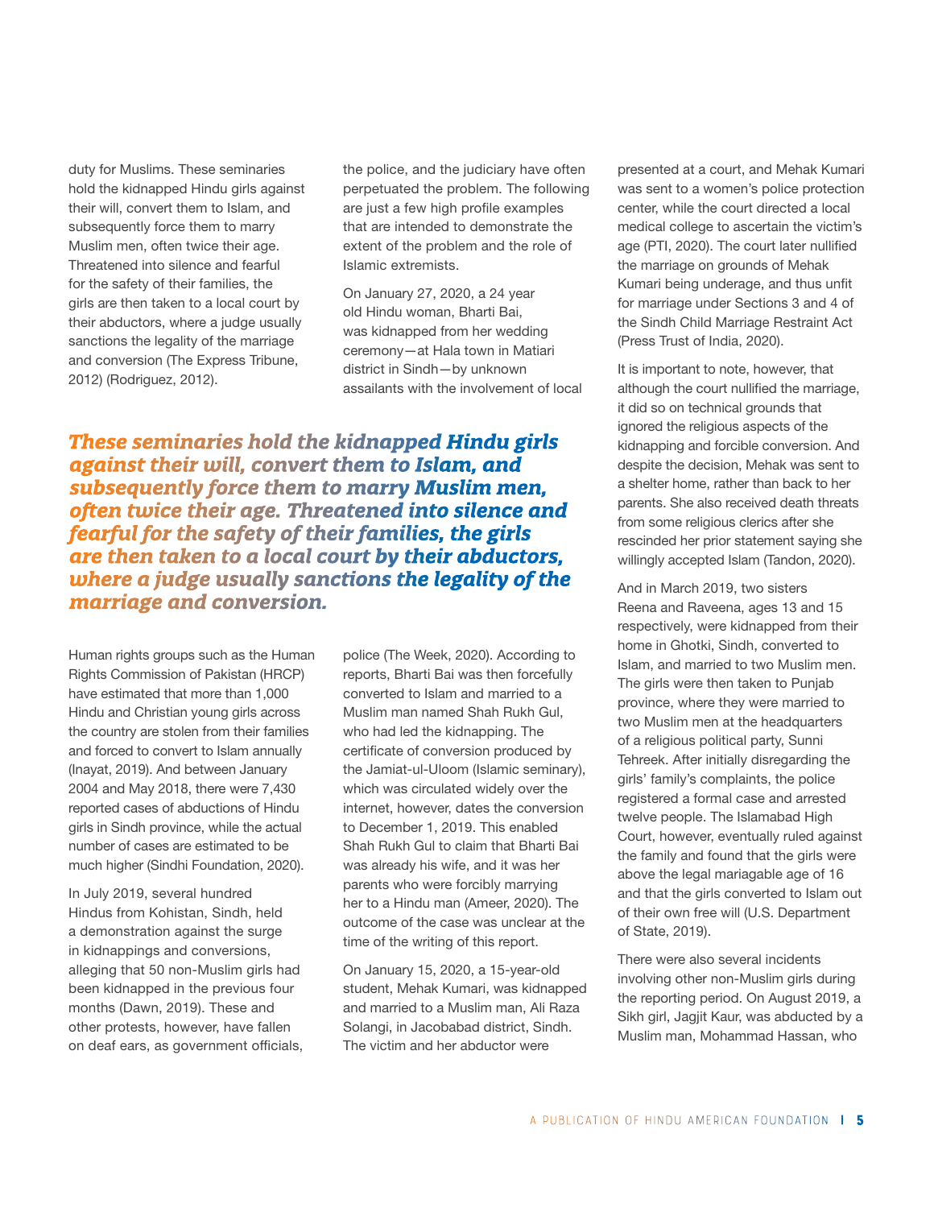duty for Muslims. These seminaries hold the kidnapped Hindu girls against their will, convert them to Islam, and subsequently force them to marry Muslim men, often twice their age. Threatened into silence and fearful for the safety of their families, the girls are then taken to a local court by their abductors, where a judge usually sanctions the legality of the marriage and conversion (The Express Tribune, 2012) (Rodriguez, 2012).

the police, and the judiciary have often perpetuated the problem. The following are just a few high profile examples that are intended to demonstrate the extent of the problem and the role of Islamic extremists.

On January 27, 2020, a 24 year old Hindu woman, Bharti Bai, was kidnapped from her wedding ceremony—at Hala town in Matiari district in Sindh—by unknown assailants with the involvement of local police (The Week, 2020). According to reports, Bharti Bai was then forcefully converted to Islam and married to a Muslim man named Shah Rukh Gul, who had led the kidnapping. The certificate of conversion produced by the Jamiat-ul-Uloom (Islamic seminary), which was circulated widely over the internet, however, dates the conversion to December 1, 2019. This enabled Shah Rukh Gul to claim that Bharti Bai was already his wife, and it was her parents who were forcibly marrying her to a Hindu man (Ameer, 2020). The outcome of the case was unclear at the time of the writing of this report.

***These seminaries hold the kidnapped Hindu girls against their will, convert them to Islam, and subsequently force them to marry Muslim men, often twice their age. Threatened into silence and fearful for the safety of their families, the girls are then taken to a local court by their abductors, where a judge usually sanctions the legality of the marriage and conversion.***

Human rights groups such as the Human Rights Commission of Pakistan (HRCP) have estimated that more than 1,000 Hindu and Christian young girls across the country are stolen from their families and forced to convert to Islam annually (Inayat, 2019). And between January 2004 and May 2018, there were 7,430 reported cases of abductions of Hindu girls in Sindh province, while the actual number of cases are estimated to be much higher (Sindhi Foundation, 2020).

In July 2019, several hundred Hindus from Kohistan, Sindh, held a demonstration against the surge in kidnappings and conversions, alleging that 50 non-Muslim girls had been kidnapped in the previous four months (Dawn, 2019). These and other protests, however, have fallen on deaf ears, as government officials,

On January 15, 2020, a 15-year-old student, Mehak Kumari, was kidnapped and married to a Muslim man, Ali Raza Solangi, in Jacobabad district, Sindh. The victim and her abductor were presented at a court, and Mehak Kumari was sent to a women's police protection center, while the court directed a local medical college to ascertain the victim's age (PTI, 2020). The court later nullified the marriage on grounds of Mehak Kumari being underage, and thus unfit for marriage under Sections 3 and 4 of the Sindh Child Marriage Restraint Act (Press Trust of India, 2020).

It is important to note, however, that although the court nullified the marriage, it did so on technical grounds that ignored the religious aspects of the kidnapping and forcible conversion. And despite the decision, Mehak was sent to a shelter home, rather than back to her parents. She also received death threats from some religious clerics after she rescinded her prior statement saying she willingly accepted Islam (Tandon, 2020).

And in March 2019, two sisters Reena and Raveena, ages 13 and 15 respectively, were kidnapped from their home in Ghotki, Sindh, converted to Islam, and married to two Muslim men. The girls were then taken to Punjab province, where they were married to two Muslim men at the headquarters of a religious political party, Sunni Tehreek. After initially disregarding the girls' family's complaints, the police registered a formal case and arrested twelve people. The Islamabad High Court, however, eventually ruled against the family and found that the girls were above the legal mariagable age of 16 and that the girls converted to Islam out of their own free will (U.S. Department of State, 2019).

There were also several incidents involving other non-Muslim girls during the reporting period. On August 2019, a Sikh girl, Jagjit Kaur, was abducted by a Muslim man, Mohammad Hassan, who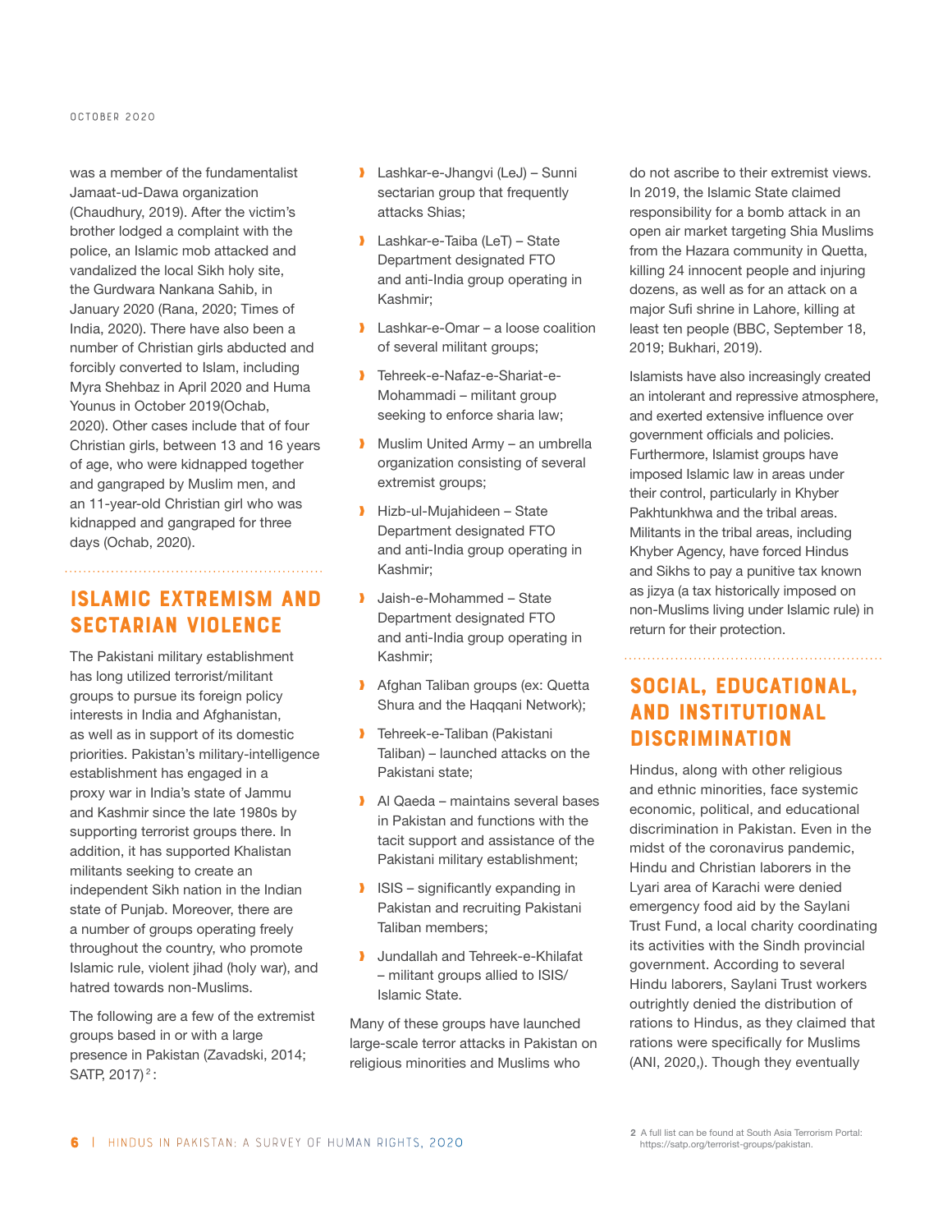was a member of the fundamentalist Jamaat-ud-Dawa organization (Chaudhury, 2019). After the victim's brother lodged a complaint with the police, an Islamic mob attacked and vandalized the local Sikh holy site, the Gurdwara Nankana Sahib, in January 2020 (Rana, 2020; Times of India, 2020). There have also been a number of Christian girls abducted and forcibly converted to Islam, including Myra Shehbaz in April 2020 and Huma Younus in October 2019(Ochab, 2020). Other cases include that of four Christian girls, between 13 and 16 years of age, who were kidnapped together and gangraped by Muslim men, and an 11-year-old Christian girl who was kidnapped and gangraped for three days (Ochab, 2020).

## ISLAMIC EXTREMISM AND SECTARIAN VIOLENCE

The Pakistani military establishment has long utilized terrorist/militant groups to pursue its foreign policy interests in India and Afghanistan, as well as in support of its domestic priorities. Pakistan's military-intelligence establishment has engaged in a proxy war in India's state of Jammu and Kashmir since the late 1980s by supporting terrorist groups there. In addition, it has supported Khalistan militants seeking to create an independent Sikh nation in the Indian state of Punjab. Moreover, there are a number of groups operating freely throughout the country, who promote Islamic rule, violent jihad (holy war), and hatred towards non-Muslims.

The following are a few of the extremist groups based in or with a large presence in Pakistan (Zavadski, 2014; SATP, 2017)[2]:

- Lashkar-e-Jhangvi (LeJ) – Sunni sectarian group that frequently attacks Shias;
- Lashkar-e-Taiba (LeT) – State Department designated FTO and anti-India group operating in Kashmir;
- Lashkar-e-Omar – a loose coalition of several militant groups;
- Tehreek-e-Nafaz-e-Shariat-e-Mohammadi – militant group seeking to enforce sharia law;
- Muslim United Army – an umbrella organization consisting of several extremist groups;
- Hizb-ul-Mujahideen – State Department designated FTO and anti-India group operating in Kashmir;
- Jaish-e-Mohammed – State Department designated FTO and anti-India group operating in Kashmir;
- Afghan Taliban groups (ex: Quetta Shura and the Haqqani Network);
- Tehreek-e-Taliban (Pakistani Taliban) – launched attacks on the Pakistani state;
- Al Qaeda – maintains several bases in Pakistan and functions with the tacit support and assistance of the Pakistani military establishment;
- ISIS – significantly expanding in Pakistan and recruiting Pakistani Taliban members;
- Jundallah and Tehreek-e-Khilafat – militant groups allied to ISIS/Islamic State.

Many of these groups have launched large-scale terror attacks in Pakistan on religious minorities and Muslims who do not ascribe to their extremist views. In 2019, the Islamic State claimed responsibility for a bomb attack in an open air market targeting Shia Muslims from the Hazara community in Quetta, killing 24 innocent people and injuring dozens, as well as for an attack on a major Sufi shrine in Lahore, killing at least ten people (BBC, September 18, 2019; Bukhari, 2019).

Islamists have also increasingly created an intolerant and repressive atmosphere, and exerted extensive influence over government officials and policies. Furthermore, Islamist groups have imposed Islamic law in areas under their control, particularly in Khyber Pakhtunkhwa and the tribal areas. Militants in the tribal areas, including Khyber Agency, have forced Hindus and Sikhs to pay a punitive tax known as jizya (a tax historically imposed on non-Muslims living under Islamic rule) in return for their protection.

## SOCIAL, EDUCATIONAL, AND INSTITUTIONAL DISCRIMINATION

Hindus, along with other religious and ethnic minorities, face systemic economic, political, and educational discrimination in Pakistan. Even in the midst of the coronavirus pandemic, Hindu and Christian laborers in the Lyari area of Karachi were denied emergency food aid by the Saylani Trust Fund, a local charity coordinating its activities with the Sindh provincial government. According to several Hindu laborers, Saylani Trust workers outrightly denied the distribution of rations to Hindus, as they claimed that rations were specifically for Muslims (ANI, 2020,). Though they eventually

[2] A full list can be found at South Asia Terrorism Portal: https://satp.org/terrorist-groups/pakistan.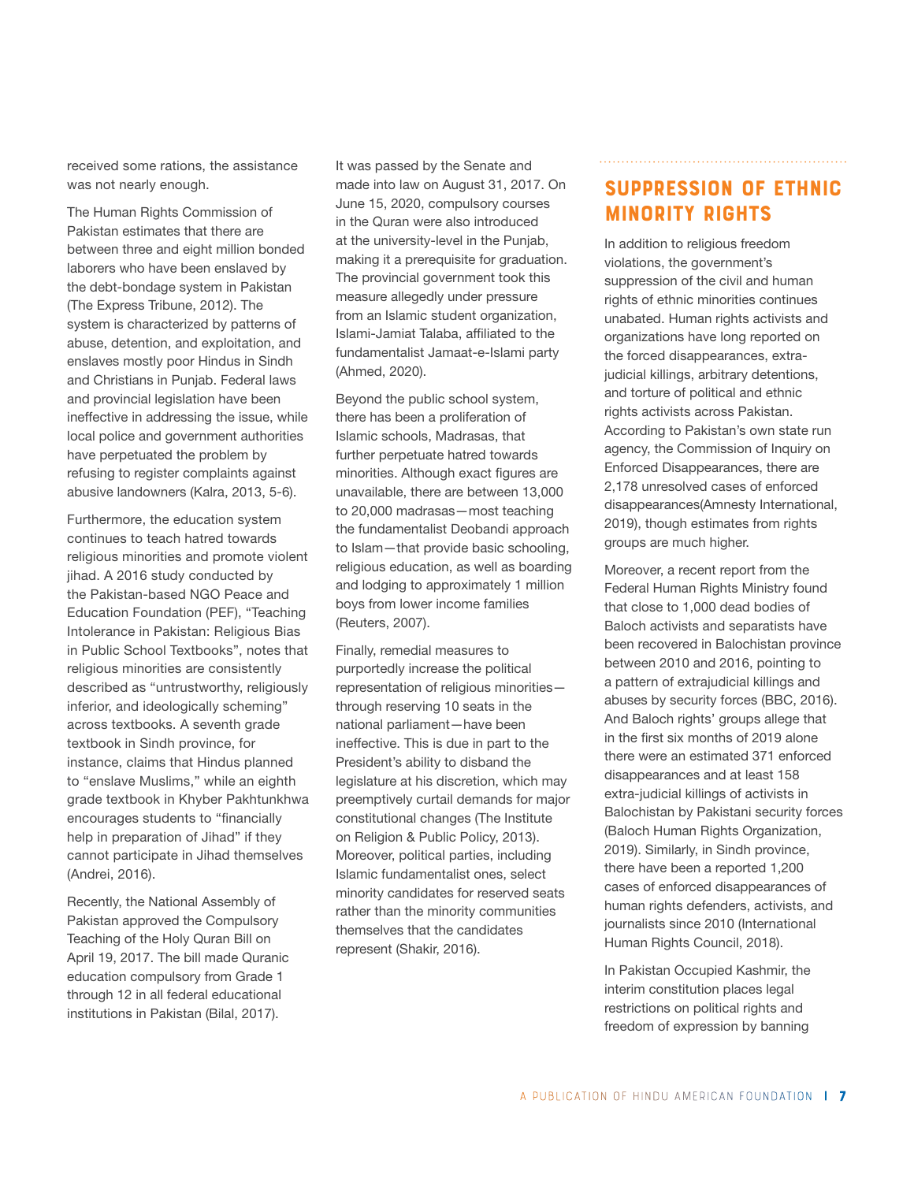received some rations, the assistance was not nearly enough.

The Human Rights Commission of Pakistan estimates that there are between three and eight million bonded laborers who have been enslaved by the debt-bondage system in Pakistan (The Express Tribune, 2012). The system is characterized by patterns of abuse, detention, and exploitation, and enslaves mostly poor Hindus in Sindh and Christians in Punjab. Federal laws and provincial legislation have been ineffective in addressing the issue, while local police and government authorities have perpetuated the problem by refusing to register complaints against abusive landowners (Kalra, 2013, 5-6).

Furthermore, the education system continues to teach hatred towards religious minorities and promote violent jihad. A 2016 study conducted by the Pakistan-based NGO Peace and Education Foundation (PEF), "Teaching Intolerance in Pakistan: Religious Bias in Public School Textbooks", notes that religious minorities are consistently described as "untrustworthy, religiously inferior, and ideologically scheming" across textbooks. A seventh grade textbook in Sindh province, for instance, claims that Hindus planned to "enslave Muslims," while an eighth grade textbook in Khyber Pakhtunkhwa encourages students to "financially help in preparation of Jihad" if they cannot participate in Jihad themselves (Andrei, 2016).

Recently, the National Assembly of Pakistan approved the Compulsory Teaching of the Holy Quran Bill on April 19, 2017. The bill made Quranic education compulsory from Grade 1 through 12 in all federal educational institutions in Pakistan (Bilal, 2017). It was passed by the Senate and made into law on August 31, 2017. On June 15, 2020, compulsory courses in the Quran were also introduced at the university-level in the Punjab, making it a prerequisite for graduation. The provincial government took this measure allegedly under pressure from an Islamic student organization, Islami-Jamiat Talaba, affiliated to the fundamentalist Jamaat-e-Islami party (Ahmed, 2020).

Beyond the public school system, there has been a proliferation of Islamic schools, Madrasas, that further perpetuate hatred towards minorities. Although exact figures are unavailable, there are between 13,000 to 20,000 madrasas—most teaching the fundamentalist Deobandi approach to Islam—that provide basic schooling, religious education, as well as boarding and lodging to approximately 1 million boys from lower income families (Reuters, 2007).

Finally, remedial measures to purportedly increase the political representation of religious minorities—through reserving 10 seats in the national parliament—have been ineffective. This is due in part to the President's ability to disband the legislature at his discretion, which may preemptively curtail demands for major constitutional changes (The Institute on Religion & Public Policy, 2013). Moreover, political parties, including Islamic fundamentalist ones, select minority candidates for reserved seats rather than the minority communities themselves that the candidates represent (Shakir, 2016).

## SUPPRESSION OF ETHNIC MINORITY RIGHTS

In addition to religious freedom violations, the government's suppression of the civil and human rights of ethnic minorities continues unabated. Human rights activists and organizations have long reported on the forced disappearances, extra-judicial killings, arbitrary detentions, and torture of political and ethnic rights activists across Pakistan. According to Pakistan's own state run agency, the Commission of Inquiry on Enforced Disappearances, there are 2,178 unresolved cases of enforced disappearances(Amnesty International, 2019), though estimates from rights groups are much higher.

Moreover, a recent report from the Federal Human Rights Ministry found that close to 1,000 dead bodies of Baloch activists and separatists have been recovered in Balochistan province between 2010 and 2016, pointing to a pattern of extrajudicial killings and abuses by security forces (BBC, 2016). And Baloch rights' groups allege that in the first six months of 2019 alone there were an estimated 371 enforced disappearances and at least 158 extra-judicial killings of activists in Balochistan by Pakistani security forces (Baloch Human Rights Organization, 2019). Similarly, in Sindh province, there have been a reported 1,200 cases of enforced disappearances of human rights defenders, activists, and journalists since 2010 (International Human Rights Council, 2018).

In Pakistan Occupied Kashmir, the interim constitution places legal restrictions on political rights and freedom of expression by banning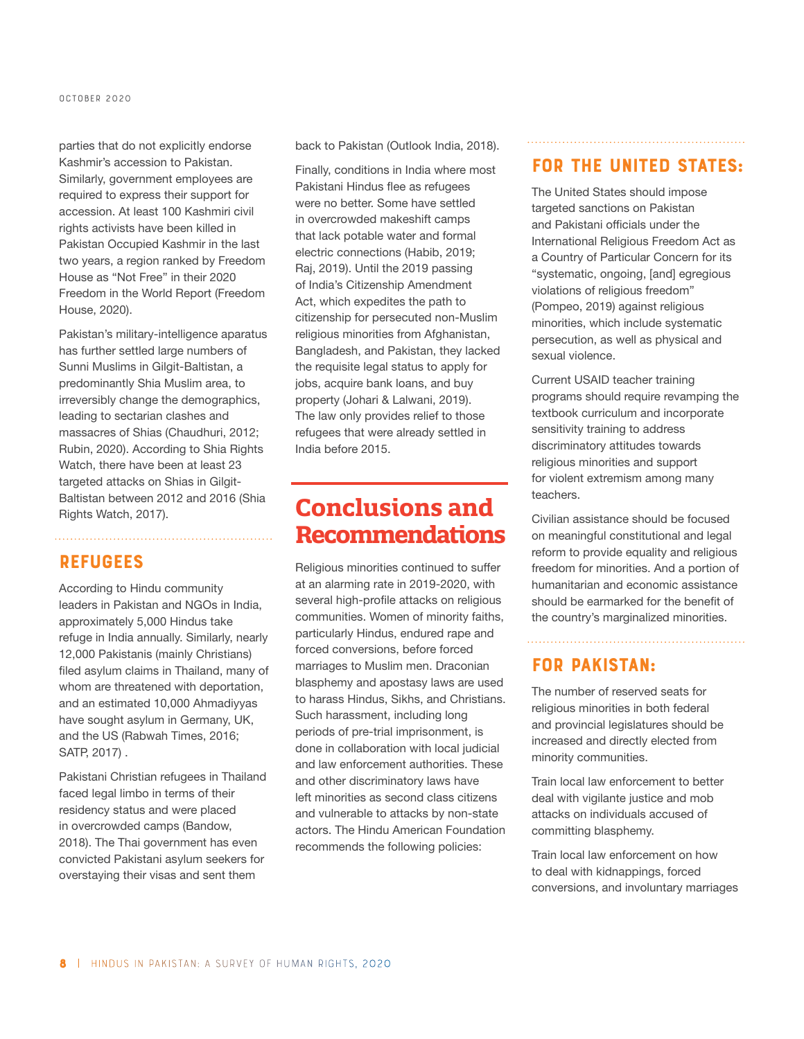parties that do not explicitly endorse Kashmir's accession to Pakistan. Similarly, government employees are required to express their support for accession. At least 100 Kashmiri civil rights activists have been killed in Pakistan Occupied Kashmir in the last two years, a region ranked by Freedom House as "Not Free" in their 2020 Freedom in the World Report (Freedom House, 2020).

Pakistan's military-intelligence aparatus has further settled large numbers of Sunni Muslims in Gilgit-Baltistan, a predominantly Shia Muslim area, to irreversibly change the demographics, leading to sectarian clashes and massacres of Shias (Chaudhuri, 2012; Rubin, 2020). According to Shia Rights Watch, there have been at least 23 targeted attacks on Shias in Gilgit-Baltistan between 2012 and 2016 (Shia Rights Watch, 2017).

## REFUGEES

According to Hindu community leaders in Pakistan and NGOs in India, approximately 5,000 Hindus take refuge in India annually. Similarly, nearly 12,000 Pakistanis (mainly Christians) filed asylum claims in Thailand, many of whom are threatened with deportation, and an estimated 10,000 Ahmadiyyas have sought asylum in Germany, UK, and the US (Rabwah Times, 2016; SATP, 2017) .

Pakistani Christian refugees in Thailand faced legal limbo in terms of their residency status and were placed in overcrowded camps (Bandow, 2018). The Thai government has even convicted Pakistani asylum seekers for overstaying their visas and sent them back to Pakistan (Outlook India, 2018).

Finally, conditions in India where most Pakistani Hindus flee as refugees were no better. Some have settled in overcrowded makeshift camps that lack potable water and formal electric connections (Habib, 2019; Raj, 2019). Until the 2019 passing of India's Citizenship Amendment Act, which expedites the path to citizenship for persecuted non-Muslim religious minorities from Afghanistan, Bangladesh, and Pakistan, they lacked the requisite legal status to apply for jobs, acquire bank loans, and buy property (Johari & Lalwani, 2019). The law only provides relief to those refugees that were already settled in India before 2015.

# Conclusions and Recommendations

Religious minorities continued to suffer at an alarming rate in 2019-2020, with several high-profile attacks on religious communities. Women of minority faiths, particularly Hindus, endured rape and forced conversions, before forced marriages to Muslim men. Draconian blasphemy and apostasy laws are used to harass Hindus, Sikhs, and Christians. Such harassment, including long periods of pre-trial imprisonment, is done in collaboration with local judicial and law enforcement authorities. These and other discriminatory laws have left minorities as second class citizens and vulnerable to attacks by non-state actors. The Hindu American Foundation recommends the following policies:

## FOR THE UNITED STATES:

The United States should impose targeted sanctions on Pakistan and Pakistani officials under the International Religious Freedom Act as a Country of Particular Concern for its "systematic, ongoing, [and] egregious violations of religious freedom" (Pompeo, 2019) against religious minorities, which include systematic persecution, as well as physical and sexual violence.

Current USAID teacher training programs should require revamping the textbook curriculum and incorporate sensitivity training to address discriminatory attitudes towards religious minorities and support for violent extremism among many teachers.

Civilian assistance should be focused on meaningful constitutional and legal reform to provide equality and religious freedom for minorities. And a portion of humanitarian and economic assistance should be earmarked for the benefit of the country's marginalized minorities.

## FOR PAKISTAN:

The number of reserved seats for religious minorities in both federal and provincial legislatures should be increased and directly elected from minority communities.

Train local law enforcement to better deal with vigilante justice and mob attacks on individuals accused of committing blasphemy.

Train local law enforcement on how to deal with kidnappings, forced conversions, and involuntary marriages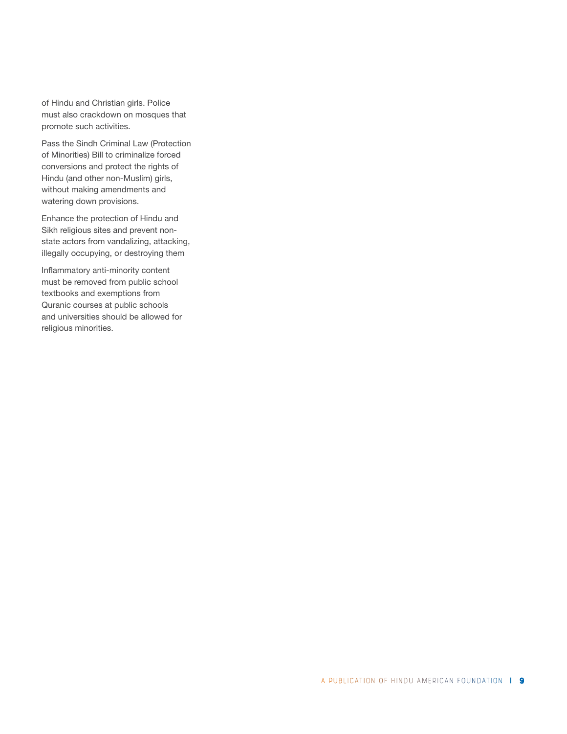of Hindu and Christian girls. Police must also crackdown on mosques that promote such activities.

Pass the Sindh Criminal Law (Protection of Minorities) Bill to criminalize forced conversions and protect the rights of Hindu (and other non-Muslim) girls, without making amendments and watering down provisions.

Enhance the protection of Hindu and Sikh religious sites and prevent non-state actors from vandalizing, attacking, illegally occupying, or destroying them

Inflammatory anti-minority content must be removed from public school textbooks and exemptions from Quranic courses at public schools and universities should be allowed for religious minorities.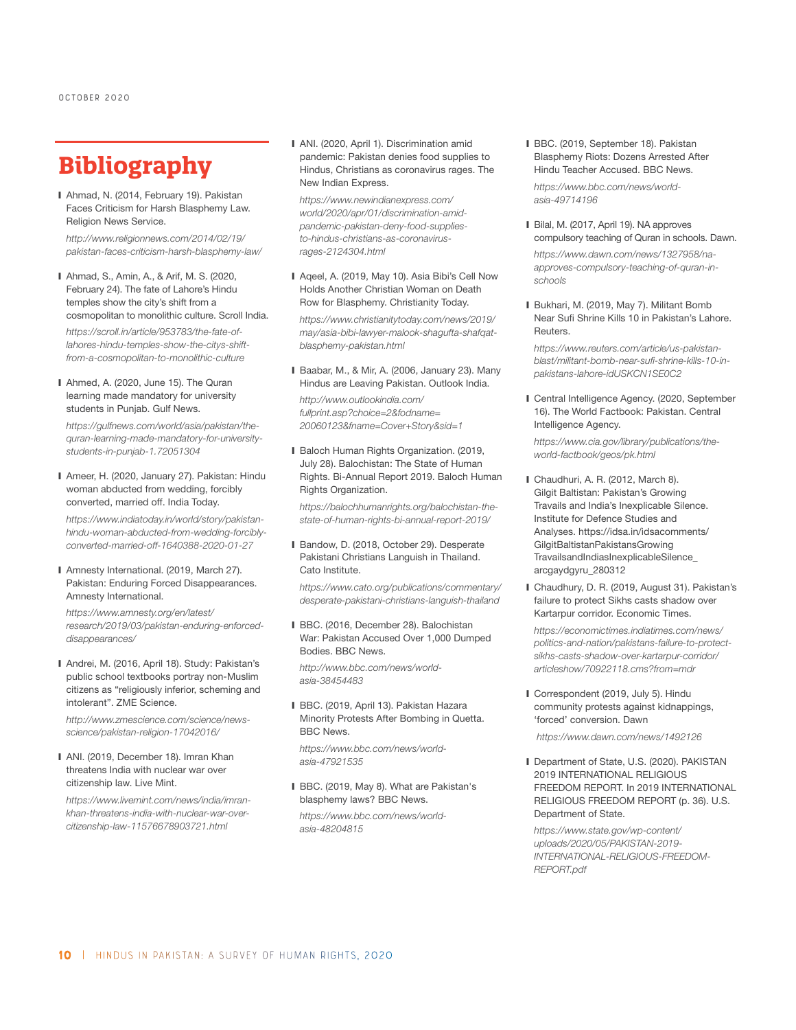# Bibliography

- Ahmad, N. (2014, February 19). Pakistan Faces Criticism for Harsh Blasphemy Law. Religion News Service.

  *http://www.religionnews.com/2014/02/19/pakistan-faces-criticism-harsh-blasphemy-law/*

- Ahmad, S., Amin, A., & Arif, M. S. (2020, February 24). The fate of Lahore's Hindu temples show the city's shift from a cosmopolitan to monolithic culture. Scroll India.

  *https://scroll.in/article/953783/the-fate-of-lahores-hindu-temples-show-the-citys-shift-from-a-cosmopolitan-to-monolithic-culture*

- Ahmed, A. (2020, June 15). The Quran learning made mandatory for university students in Punjab. Gulf News.

  *https://gulfnews.com/world/asia/pakistan/the-quran-learning-made-mandatory-for-university-students-in-punjab-1.72051304*

- Ameer, H. (2020, January 27). Pakistan: Hindu woman abducted from wedding, forcibly converted, married off. India Today.

  *https://www.indiatoday.in/world/story/pakistan-hindu-woman-abducted-from-wedding-forcibly-converted-married-off-1640388-2020-01-27*

- Amnesty International. (2019, March 27). Pakistan: Enduring Forced Disappearances. Amnesty International.

  *https://www.amnesty.org/en/latest/research/2019/03/pakistan-enduring-enforced-disappearances/*

- Andrei, M. (2016, April 18). Study: Pakistan's public school textbooks portray non-Muslim citizens as "religiously inferior, scheming and intolerant". ZME Science.

  *http://www.zmescience.com/science/news-science/pakistan-religion-17042016/*

- ANI. (2019, December 18). Imran Khan threatens India with nuclear war over citizenship law. Live Mint.

  *https://www.livemint.com/news/india/imran-khan-threatens-india-with-nuclear-war-over-citizenship-law-11576678903721.html*

- ANI. (2020, April 1). Discrimination amid pandemic: Pakistan denies food supplies to Hindus, Christians as coronavirus rages. The New Indian Express.

  *https://www.newindianexpress.com/world/2020/apr/01/discrimination-amid-pandemic-pakistan-deny-food-supplies-to-hindus-christians-as-coronavirus-rages-2124304.html*

- Aqeel, A. (2019, May 10). Asia Bibi's Cell Now Holds Another Christian Woman on Death Row for Blasphemy. Christianity Today.

  *https://www.christianitytoday.com/news/2019/may/asia-bibi-lawyer-malook-shagufta-shafqat-blasphemy-pakistan.html*

- Baabar, M., & Mir, A. (2006, January 23). Many Hindus are Leaving Pakistan. Outlook India.

  *http://www.outlookindia.com/fullprint.asp?choice=2&fodname=20060123&fname=Cover+Story&sid=1*

- Baloch Human Rights Organization. (2019, July 28). Balochistan: The State of Human Rights. Bi-Annual Report 2019. Baloch Human Rights Organization.

  *https://balochhumanrights.org/balochistan-the-state-of-human-rights-bi-annual-report-2019/*

- Bandow, D. (2018, October 29). Desperate Pakistani Christians Languish in Thailand. Cato Institute.

  *https://www.cato.org/publications/commentary/desperate-pakistani-christians-languish-thailand*

- BBC. (2016, December 28). Balochistan War: Pakistan Accused Over 1,000 Dumped Bodies. BBC News.

  *http://www.bbc.com/news/world-asia-38454483*

- BBC. (2019, April 13). Pakistan Hazara Minority Protests After Bombing in Quetta. BBC News.

  *https://www.bbc.com/news/world-asia-47921535*

- BBC. (2019, May 8). What are Pakistan's blasphemy laws? BBC News.

  *https://www.bbc.com/news/world-asia-48204815*

- BBC. (2019, September 18). Pakistan Blasphemy Riots: Dozens Arrested After Hindu Teacher Accused. BBC News.

  *https://www.bbc.com/news/world-asia-49714196*

- Bilal, M. (2017, April 19). NA approves compulsory teaching of Quran in schools. Dawn.

  *https://www.dawn.com/news/1327958/na-approves-compulsory-teaching-of-quran-in-schools*

- Bukhari, M. (2019, May 7). Militant Bomb Near Sufi Shrine Kills 10 in Pakistan's Lahore. Reuters.

  *https://www.reuters.com/article/us-pakistan-blast/militant-bomb-near-sufi-shrine-kills-10-in-pakistans-lahore-idUSKCN1SE0C2*

- Central Intelligence Agency. (2020, September 16). The World Factbook: Pakistan. Central Intelligence Agency.

  *https://www.cia.gov/library/publications/the-world-factbook/geos/pk.html*

- Chaudhuri, A. R. (2012, March 8). Gilgit Baltistan: Pakistan's Growing Travails and India's Inexplicable Silence. Institute for Defence Studies and Analyses. https://idsa.in/idsacomments/GilgitBaltistanPakistansGrowingTravailsandIndiasInexplicableSilence_arcgaydgyru_280312

- Chaudhury, D. R. (2019, August 31). Pakistan's failure to protect Sikhs casts shadow over Kartarpur corridor. Economic Times.

  *https://economictimes.indiatimes.com/news/politics-and-nation/pakistans-failure-to-protect-sikhs-casts-shadow-over-kartarpur-corridor/articleshow/70922118.cms?from=mdr*

- Correspondent (2019, July 5). Hindu community protests against kidnappings, 'forced' conversion. Dawn

  *https://www.dawn.com/news/1492126*

- Department of State, U.S. (2020). PAKISTAN 2019 INTERNATIONAL RELIGIOUS FREEDOM REPORT. In 2019 INTERNATIONAL RELIGIOUS FREEDOM REPORT (p. 36). U.S. Department of State.

  *https://www.state.gov/wp-content/uploads/2020/05/PAKISTAN-2019-INTERNATIONAL-RELIGIOUS-FREEDOM-REPORT.pdf*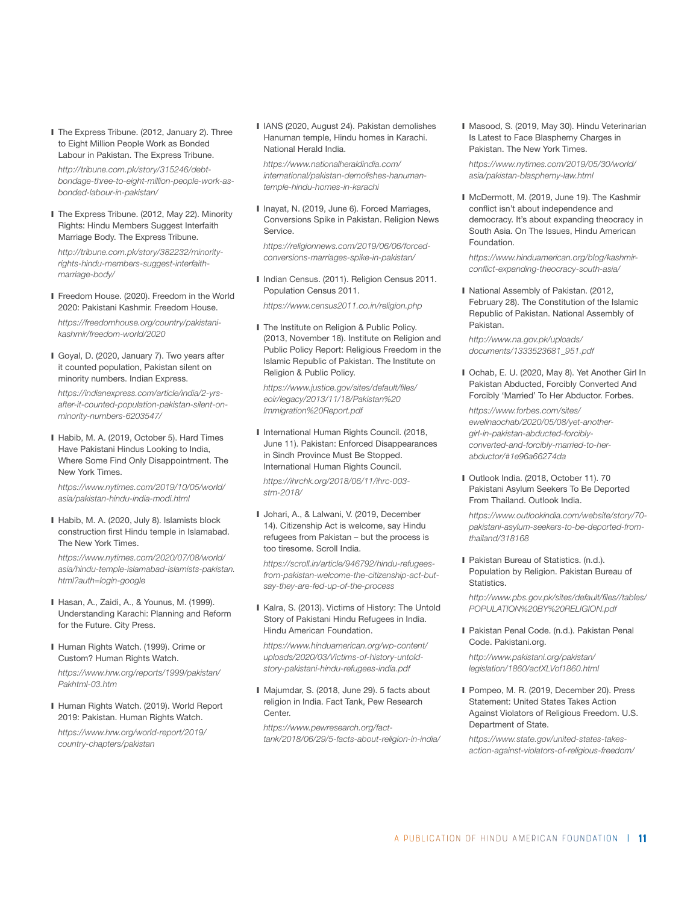- The Express Tribune. (2012, January 2). Three to Eight Million People Work as Bonded Labour in Pakistan. The Express Tribune.

  *http://tribune.com.pk/story/315246/debt-bondage-three-to-eight-million-people-work-as-bonded-labour-in-pakistan/*

- The Express Tribune. (2012, May 22). Minority Rights: Hindu Members Suggest Interfaith Marriage Body. The Express Tribune.

  *http://tribune.com.pk/story/382232/minority-rights-hindu-members-suggest-interfaith-marriage-body/*

- Freedom House. (2020). Freedom in the World 2020: Pakistani Kashmir. Freedom House.

  *https://freedomhouse.org/country/pakistani-kashmir/freedom-world/2020*

- Goyal, D. (2020, January 7). Two years after it counted population, Pakistan silent on minority numbers. Indian Express.

  *https://indianexpress.com/article/india/2-yrs-after-it-counted-population-pakistan-silent-on-minority-numbers-6203547/*

- Habib, M. A. (2019, October 5). Hard Times Have Pakistani Hindus Looking to India, Where Some Find Only Disappointment. The New York Times.

  *https://www.nytimes.com/2019/10/05/world/asia/pakistan-hindu-india-modi.html*

- Habib, M. A. (2020, July 8). Islamists block construction first Hindu temple in Islamabad. The New York Times.

  *https://www.nytimes.com/2020/07/08/world/asia/hindu-temple-islamabad-islamists-pakistan.html?auth=login-google*

- Hasan, A., Zaidi, A., & Younus, M. (1999). Understanding Karachi: Planning and Reform for the Future. City Press.

- Human Rights Watch. (1999). Crime or Custom? Human Rights Watch.

  *https://www.hrw.org/reports/1999/pakistan/Pakhtml-03.htm*

- Human Rights Watch. (2019). World Report 2019: Pakistan. Human Rights Watch.

  *https://www.hrw.org/world-report/2019/country-chapters/pakistan*

- IANS (2020, August 24). Pakistan demolishes Hanuman temple, Hindu homes in Karachi. National Herald India.

  *https://www.nationalheraldindia.com/international/pakistan-demolishes-hanuman-temple-hindu-homes-in-karachi*

- Inayat, N. (2019, June 6). Forced Marriages, Conversions Spike in Pakistan. Religion News Service.

  *https://religionnews.com/2019/06/06/forced-conversions-marriages-spike-in-pakistan/*

- Indian Census. (2011). Religion Census 2011. Population Census 2011.

  *https://www.census2011.co.in/religion.php*

- The Institute on Religion & Public Policy. (2013, November 18). Institute on Religion and Public Policy Report: Religious Freedom in the Islamic Republic of Pakistan. The Institute on Religion & Public Policy.

  *https://www.justice.gov/sites/default/files/eoir/legacy/2013/11/18/Pakistan%20Immigration%20Report.pdf*

- International Human Rights Council. (2018, June 11). Pakistan: Enforced Disappearances in Sindh Province Must Be Stopped. International Human Rights Council.

  *https://ihrchk.org/2018/06/11/ihrc-003-stm-2018/*

- Johari, A., & Lalwani, V. (2019, December 14). Citizenship Act is welcome, say Hindu refugees from Pakistan – but the process is too tiresome. Scroll India.

  *https://scroll.in/article/946792/hindu-refugees-from-pakistan-welcome-the-citizenship-act-but-say-they-are-fed-up-of-the-process*

- Kalra, S. (2013). Victims of History: The Untold Story of Pakistani Hindu Refugees in India. Hindu American Foundation.

  *https://www.hinduamerican.org/wp-content/uploads/2020/03/Victims-of-history-untold-story-pakistani-hindu-refugees-india.pdf*

- Majumdar, S. (2018, June 29). 5 facts about religion in India. Fact Tank, Pew Research Center.

  *https://www.pewresearch.org/fact-tank/2018/06/29/5-facts-about-religion-in-india/*

- Masood, S. (2019, May 30). Hindu Veterinarian Is Latest to Face Blasphemy Charges in Pakistan. The New York Times.

  *https://www.nytimes.com/2019/05/30/world/asia/pakistan-blasphemy-law.html*

- McDermott, M. (2019, June 19). The Kashmir conflict isn't about independence and democracy. It's about expanding theocracy in South Asia. On The Issues, Hindu American Foundation.

  *https://www.hinduamerican.org/blog/kashmir-conflict-expanding-theocracy-south-asia/*

- National Assembly of Pakistan. (2012, February 28). The Constitution of the Islamic Republic of Pakistan. National Assembly of Pakistan.

  *http://www.na.gov.pk/uploads/documents/1333523681_951.pdf*

- Ochab, E. U. (2020, May 8). Yet Another Girl In Pakistan Abducted, Forcibly Converted And Forcibly 'Married' To Her Abductor. Forbes.

  *https://www.forbes.com/sites/ewelinaochab/2020/05/08/yet-another-girl-in-pakistan-abducted-forcibly-converted-and-forcibly-married-to-her-abductor/#1e96a66274da*

- Outlook India. (2018, October 11). 70 Pakistani Asylum Seekers To Be Deported From Thailand. Outlook India.

  *https://www.outlookindia.com/website/story/70-pakistani-asylum-seekers-to-be-deported-from-thailand/318168*

- Pakistan Bureau of Statistics. (n.d.). Population by Religion. Pakistan Bureau of Statistics.

  *http://www.pbs.gov.pk/sites/default/files//tables/POPULATION%20BY%20RELIGION.pdf*

- Pakistan Penal Code. (n.d.). Pakistan Penal Code. Pakistani.org.

  *http://www.pakistani.org/pakistan/legislation/1860/actXLVof1860.html*

- Pompeo, M. R. (2019, December 20). Press Statement: United States Takes Action Against Violators of Religious Freedom. U.S. Department of State.

  *https://www.state.gov/united-states-takes-action-against-violators-of-religious-freedom/*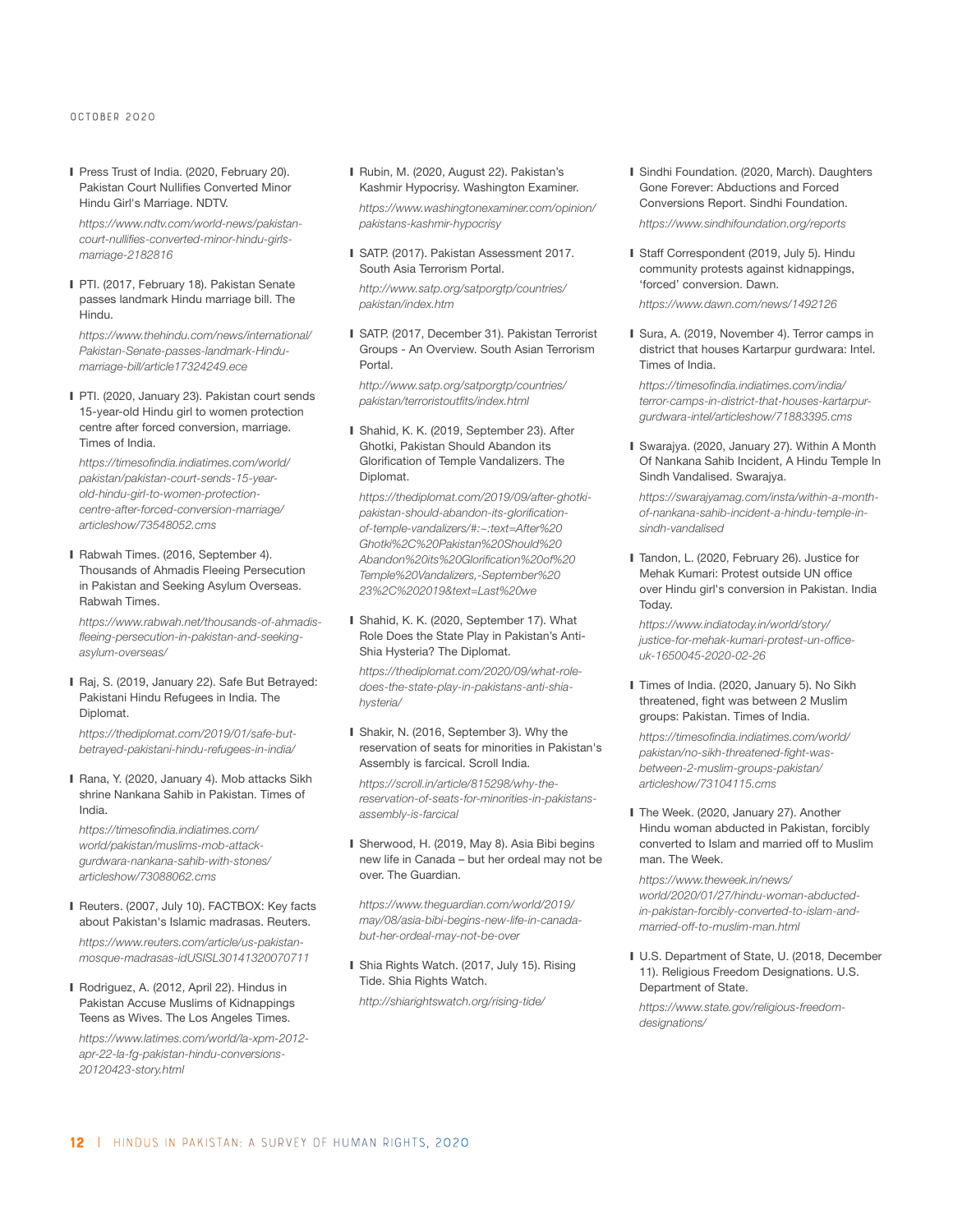- Press Trust of India. (2020, February 20). Pakistan Court Nullifies Converted Minor Hindu Girl's Marriage. NDTV.

  *https://www.ndtv.com/world-news/pakistan-court-nullifies-converted-minor-hindu-girls-marriage-2182816*

- PTI. (2017, February 18). Pakistan Senate passes landmark Hindu marriage bill. The Hindu.

  *https://www.thehindu.com/news/international/Pakistan-Senate-passes-landmark-Hindu-marriage-bill/article17324249.ece*

- PTI. (2020, January 23). Pakistan court sends 15-year-old Hindu girl to women protection centre after forced conversion, marriage. Times of India.

  *https://timesofindia.indiatimes.com/world/pakistan/pakistan-court-sends-15-year-old-hindu-girl-to-women-protection-centre-after-forced-conversion-marriage/articleshow/73548052.cms*

- Rabwah Times. (2016, September 4). Thousands of Ahmadis Fleeing Persecution in Pakistan and Seeking Asylum Overseas. Rabwah Times.

  *https://www.rabwah.net/thousands-of-ahmadis-fleeing-persecution-in-pakistan-and-seeking-asylum-overseas/*

- Raj, S. (2019, January 22). Safe But Betrayed: Pakistani Hindu Refugees in India. The Diplomat.

  *https://thediplomat.com/2019/01/safe-but-betrayed-pakistani-hindu-refugees-in-india/*

- Rana, Y. (2020, January 4). Mob attacks Sikh shrine Nankana Sahib in Pakistan. Times of India.

  *https://timesofindia.indiatimes.com/world/pakistan/muslims-mob-attack-gurdwara-nankana-sahib-with-stones/articleshow/73088062.cms*

- Reuters. (2007, July 10). FACTBOX: Key facts about Pakistan's Islamic madrasas. Reuters.

  *https://www.reuters.com/article/us-pakistan-mosque-madrasas-idUSISL30141320070711*

- Rodriguez, A. (2012, April 22). Hindus in Pakistan Accuse Muslims of Kidnappings Teens as Wives. The Los Angeles Times.

  *https://www.latimes.com/world/la-xpm-2012-apr-22-la-fg-pakistan-hindu-conversions-20120423-story.html*

- Rubin, M. (2020, August 22). Pakistan's Kashmir Hypocrisy. Washington Examiner.

  *https://www.washingtonexaminer.com/opinion/pakistans-kashmir-hypocrisy*

- SATP. (2017). Pakistan Assessment 2017. South Asia Terrorism Portal.

  *http://www.satp.org/satporgtp/countries/pakistan/index.htm*

- SATP. (2017, December 31). Pakistan Terrorist Groups - An Overview. South Asian Terrorism Portal.

  *http://www.satp.org/satporgtp/countries/pakistan/terroristoutfits/index.html*

- Shahid, K. K. (2019, September 23). After Ghotki, Pakistan Should Abandon its Glorification of Temple Vandalizers. The Diplomat.

  *https://thediplomat.com/2019/09/after-ghotki-pakistan-should-abandon-its-glorification-of-temple-vandalizers/#:~:text=After%20Ghotki%2C%20Pakistan%20Should%20Abandon%20its%20Glorification%20of%20Temple%20Vandalizers,-September%2023%2C%202019&text=Last%20we*

- Shahid, K. K. (2020, September 17). What Role Does the State Play in Pakistan's Anti-Shia Hysteria? The Diplomat.

  *https://thediplomat.com/2020/09/what-role-does-the-state-play-in-pakistans-anti-shia-hysteria/*

- Shakir, N. (2016, September 3). Why the reservation of seats for minorities in Pakistan's Assembly is farcical. Scroll India.

  *https://scroll.in/article/815298/why-the-reservation-of-seats-for-minorities-in-pakistans-assembly-is-farcical*

- Sherwood, H. (2019, May 8). Asia Bibi begins new life in Canada – but her ordeal may not be over. The Guardian.

  *https://www.theguardian.com/world/2019/may/08/asia-bibi-begins-new-life-in-canada-but-her-ordeal-may-not-be-over*

- Shia Rights Watch. (2017, July 15). Rising Tide. Shia Rights Watch.

  *http://shiarightswatch.org/rising-tide/*

- Sindhi Foundation. (2020, March). Daughters Gone Forever: Abductions and Forced Conversions Report. Sindhi Foundation.

  *https://www.sindhifoundation.org/reports*

- Staff Correspondent (2019, July 5). Hindu community protests against kidnappings, 'forced' conversion. Dawn.

  *https://www.dawn.com/news/1492126*

- Sura, A. (2019, November 4). Terror camps in district that houses Kartarpur gurdwara: Intel. Times of India.

  *https://timesofindia.indiatimes.com/india/terror-camps-in-district-that-houses-kartarpur-gurdwara-intel/articleshow/71883395.cms*

- Swarajya. (2020, January 27). Within A Month Of Nankana Sahib Incident, A Hindu Temple In Sindh Vandalised. Swarajya.

  *https://swarajyamag.com/insta/within-a-month-of-nankana-sahib-incident-a-hindu-temple-in-sindh-vandalised*

- Tandon, L. (2020, February 26). Justice for Mehak Kumari: Protest outside UN office over Hindu girl's conversion in Pakistan. India Today.

  *https://www.indiatoday.in/world/story/justice-for-mehak-kumari-protest-un-office-uk-1650045-2020-02-26*

- Times of India. (2020, January 5). No Sikh threatened, fight was between 2 Muslim groups: Pakistan. Times of India.

  *https://timesofindia.indiatimes.com/world/pakistan/no-sikh-threatened-fight-was-between-2-muslim-groups-pakistan/articleshow/73104115.cms*

- The Week. (2020, January 27). Another Hindu woman abducted in Pakistan, forcibly converted to Islam and married off to Muslim man. The Week.

  *https://www.theweek.in/news/world/2020/01/27/hindu-woman-abducted-in-pakistan-forcibly-converted-to-islam-and-married-off-to-muslim-man.html*

- U.S. Department of State, U. (2018, December 11). Religious Freedom Designations. U.S. Department of State.

  *https://www.state.gov/religious-freedom-designations/*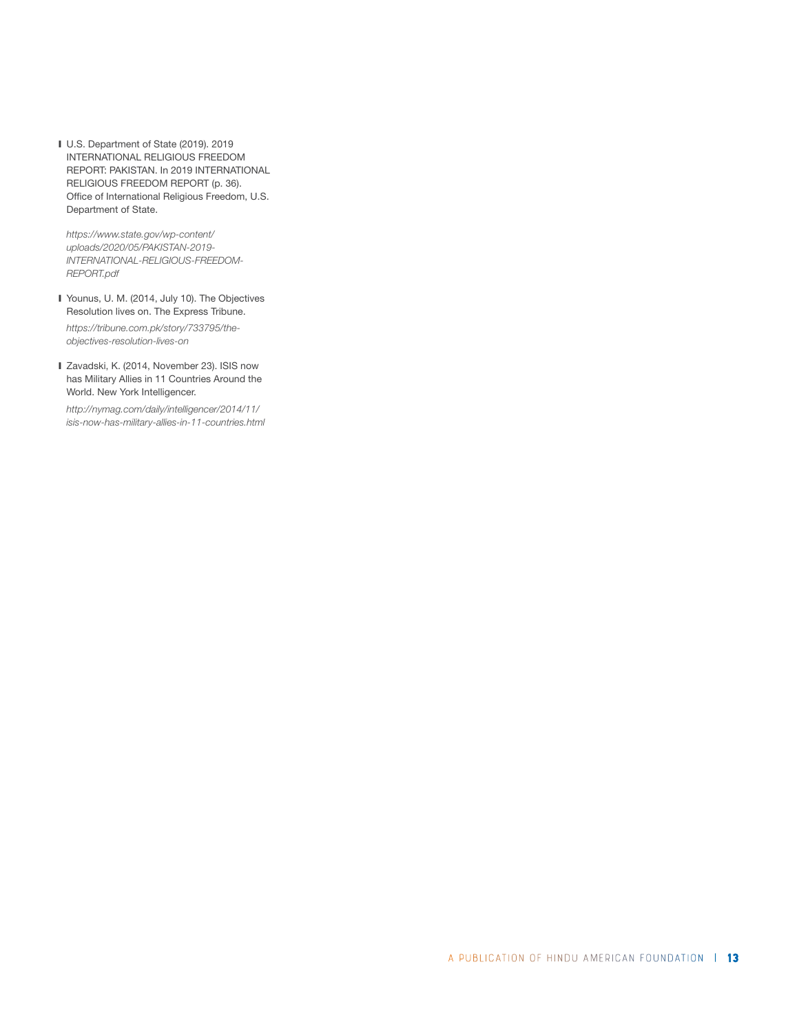- U.S. Department of State (2019). 2019 INTERNATIONAL RELIGIOUS FREEDOM REPORT: PAKISTAN. In 2019 INTERNATIONAL RELIGIOUS FREEDOM REPORT (p. 36). Office of International Religious Freedom, U.S. Department of State.

  *https://www.state.gov/wp-content/uploads/2020/05/PAKISTAN-2019-INTERNATIONAL-RELIGIOUS-FREEDOM-REPORT.pdf*

- Younus, U. M. (2014, July 10). The Objectives Resolution lives on. The Express Tribune.

  *https://tribune.com.pk/story/733795/the-objectives-resolution-lives-on*

- Zavadski, K. (2014, November 23). ISIS now has Military Allies in 11 Countries Around the World. New York Intelligencer.

  *http://nymag.com/daily/intelligencer/2014/11/isis-now-has-military-allies-in-11-countries.html*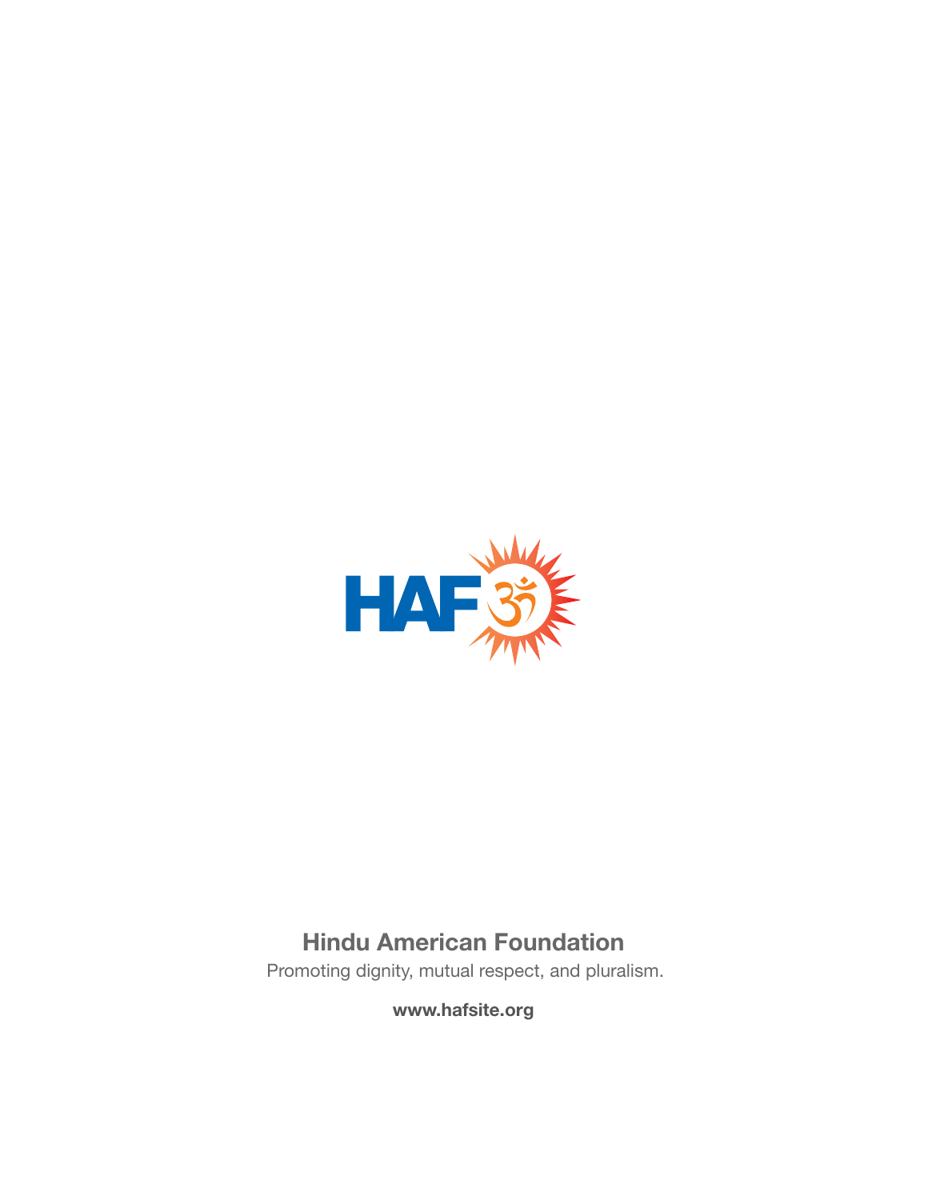HAF ॐ

**Hindu American Foundation**

Promoting dignity, mutual respect, and pluralism.

**www.hafsite.org**